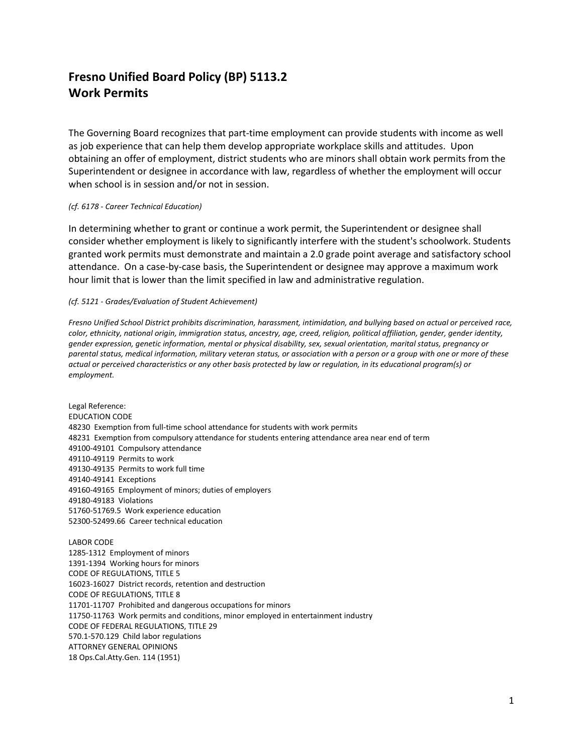# Fresno Unified Board Policy (BP) 5113.2
# Work Permits

The Governing Board recognizes that part-time employment can provide students with income as well as job experience that can help them develop appropriate workplace skills and attitudes. Upon obtaining an offer of employment, district students who are minors shall obtain work permits from the Superintendent or designee in accordance with law, regardless of whether the employment will occur when school is in session and/or not in session.

*(cf. 6178 - Career Technical Education)*

In determining whether to grant or continue a work permit, the Superintendent or designee shall consider whether employment is likely to significantly interfere with the student's schoolwork. Students granted work permits must demonstrate and maintain a 2.0 grade point average and satisfactory school attendance. On a case-by-case basis, the Superintendent or designee may approve a maximum work hour limit that is lower than the limit specified in law and administrative regulation.

*(cf. 5121 - Grades/Evaluation of Student Achievement)*

*Fresno Unified School District prohibits discrimination, harassment, intimidation, and bullying based on actual or perceived race, color, ethnicity, national origin, immigration status, ancestry, age, creed, religion, political affiliation, gender, gender identity, gender expression, genetic information, mental or physical disability, sex, sexual orientation, marital status, pregnancy or parental status, medical information, military veteran status, or association with a person or a group with one or more of these actual or perceived characteristics or any other basis protected by law or regulation, in its educational program(s) or employment.*

Legal Reference:
EDUCATION CODE
48230 Exemption from full-time school attendance for students with work permits
48231 Exemption from compulsory attendance for students entering attendance area near end of term
49100-49101 Compulsory attendance
49110-49119 Permits to work
49130-49135 Permits to work full time
49140-49141 Exceptions
49160-49165 Employment of minors; duties of employers
49180-49183 Violations
51760-51769.5 Work experience education
52300-52499.66 Career technical education

LABOR CODE
1285-1312 Employment of minors
1391-1394 Working hours for minors
CODE OF REGULATIONS, TITLE 5
16023-16027 District records, retention and destruction
CODE OF REGULATIONS, TITLE 8
11701-11707 Prohibited and dangerous occupations for minors
11750-11763 Work permits and conditions, minor employed in entertainment industry
CODE OF FEDERAL REGULATIONS, TITLE 29
570.1-570.129 Child labor regulations
ATTORNEY GENERAL OPINIONS
18 Ops.Cal.Atty.Gen. 114 (1951)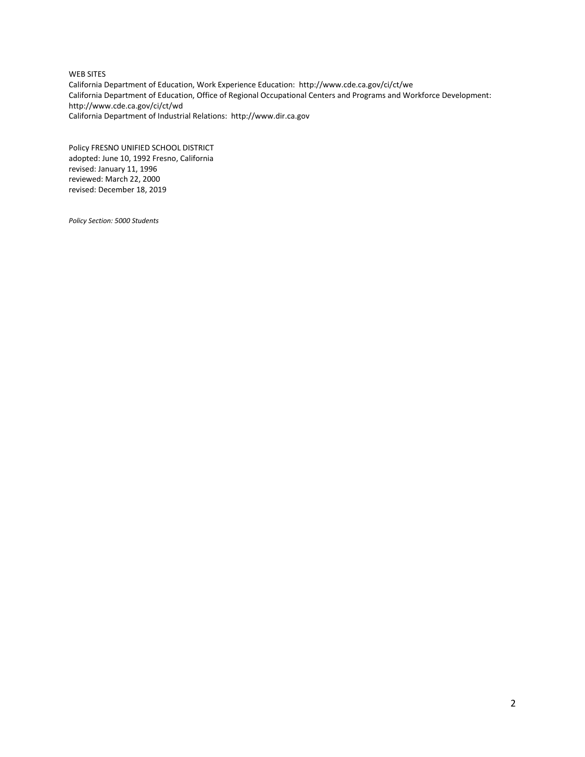WEB SITES

California Department of Education, Work Experience Education: http://www.cde.ca.gov/ci/ct/we

California Department of Education, Office of Regional Occupational Centers and Programs and Workforce Development: http://www.cde.ca.gov/ci/ct/wd

California Department of Industrial Relations: http://www.dir.ca.gov

Policy FRESNO UNIFIED SCHOOL DISTRICT
adopted: June 10, 1992 Fresno, California
revised: January 11, 1996
reviewed: March 22, 2000
revised: December 18, 2019

*Policy Section: 5000 Students*